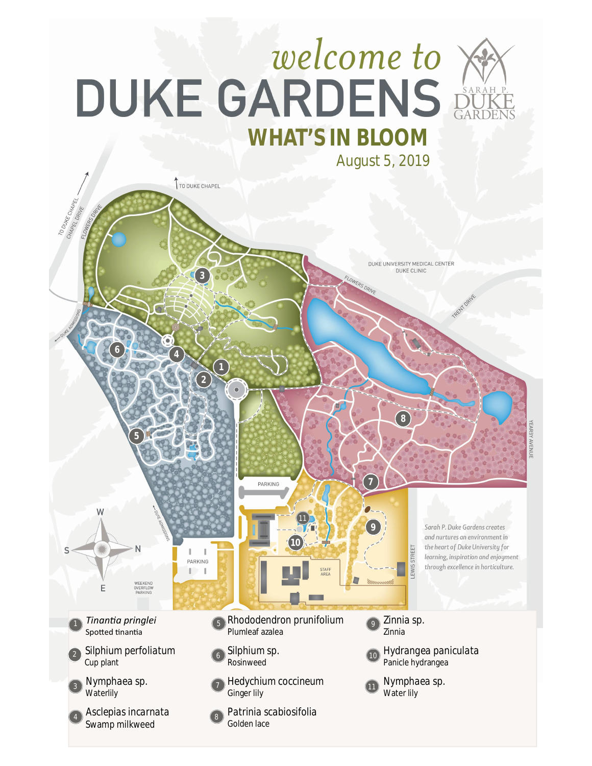# welcome to DUKE GARDENS

SARAH P. DUKE GARDENS

## WHAT'S IN BLOOM

August 5, 2019

TO DUKE CHAPEL

TO DUKE CHAPEL
CHAPEL DRIVE

FLOWERS DRIVE

DUKE ADMISSIONS

DUKE UNIVERSITY MEDICAL CENTER
DUKE CLINIC

FLOWERS DRIVE

TRENT DRIVE

YEARBY AVENUE

PARKING

PARKING

WEEKEND OVERFLOW PARKING

DUKE ADMISSIONS

STAFF AREA

LEWIS STREET

W S N E

*Sarah P. Duke Gardens creates and nurtures an environment in the heart of Duke University for learning, inspiration and enjoyment through excellence in horticulture.*

1. *Tinantia pringlei* — Spotted tinantia
2. Silphium perfoliatum — Cup plant
3. Nymphaea sp. — Waterlily
4. Asclepias incarnata — Swamp milkweed
5. Rhododendron prunifolium — Plumleaf azalea
6. Silphium sp. — Rosinweed
7. Hedychium coccineum — Ginger lily
8. Patrinia scabiosifolia — Golden lace
9. Zinnia sp. — Zinnia
10. Hydrangea paniculata — Panicle hydrangea
11. Nymphaea sp. — Water lily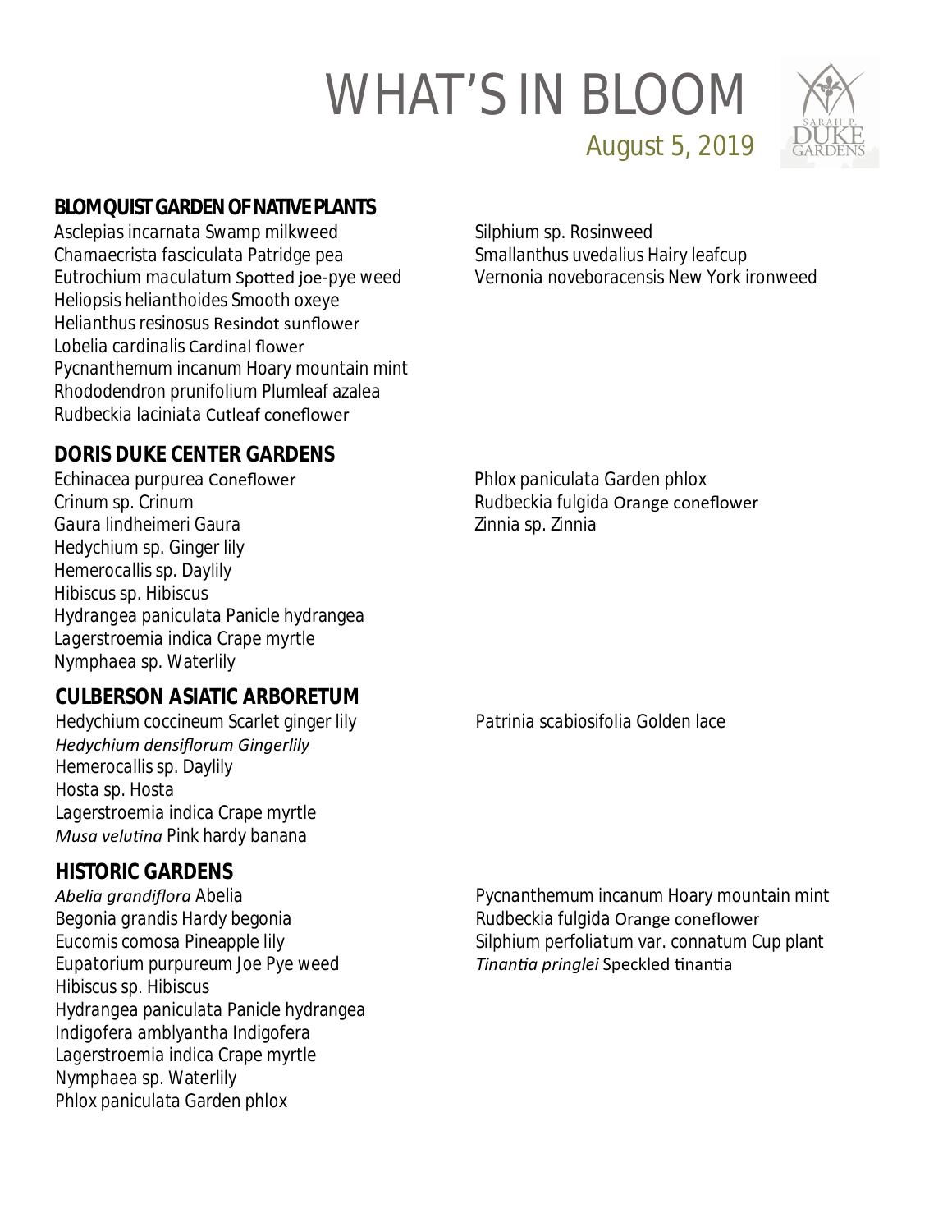# WHAT'S IN BLOOM

August 5, 2019

## BLOMQUIST GARDEN OF NATIVE PLANTS

Asclepias incarnata Swamp milkweed
Chamaecrista fasciculata Patridge pea
Eutrochium maculatum Spotted joe-pye weed
Heliopsis helianthoides Smooth oxeye
Helianthus resinosus Resindot sunflower
Lobelia cardinalis Cardinal flower
Pycnanthemum incanum Hoary mountain mint
Rhododendron prunifolium Plumleaf azalea
Rudbeckia laciniata Cutleaf coneflower
Silphium sp. Rosinweed
Smallanthus uvedalius Hairy leafcup
Vernonia noveboracensis New York ironweed

## DORIS DUKE CENTER GARDENS

Echinacea purpurea Coneflower
Crinum sp. Crinum
Gaura lindheimeri Gaura
Hedychium sp. Ginger lily
Hemerocallis sp. Daylily
Hibiscus sp. Hibiscus
Hydrangea paniculata Panicle hydrangea
Lagerstroemia indica Crape myrtle
Nymphaea sp. Waterlily
Phlox paniculata Garden phlox
Rudbeckia fulgida Orange coneflower
Zinnia sp. Zinnia

## CULBERSON ASIATIC ARBORETUM

Hedychium coccineum Scarlet ginger lily
*Hedychium densiflorum Gingerlily*
Hemerocallis sp. Daylily
Hosta sp. Hosta
Lagerstroemia indica Crape myrtle
*Musa velutina* Pink hardy banana
Patrinia scabiosifolia Golden lace

## HISTORIC GARDENS

*Abelia grandiflora* Abelia
Begonia grandis Hardy begonia
Eucomis comosa Pineapple lily
Eupatorium purpureum Joe Pye weed
Hibiscus sp. Hibiscus
Hydrangea paniculata Panicle hydrangea
Indigofera amblyantha Indigofera
Lagerstroemia indica Crape myrtle
Nymphaea sp. Waterlily
Phlox paniculata Garden phlox
Pycnanthemum incanum Hoary mountain mint
Rudbeckia fulgida Orange coneflower
Silphium perfoliatum var. connatum Cup plant
*Tinantia pringlei* Speckled tinantia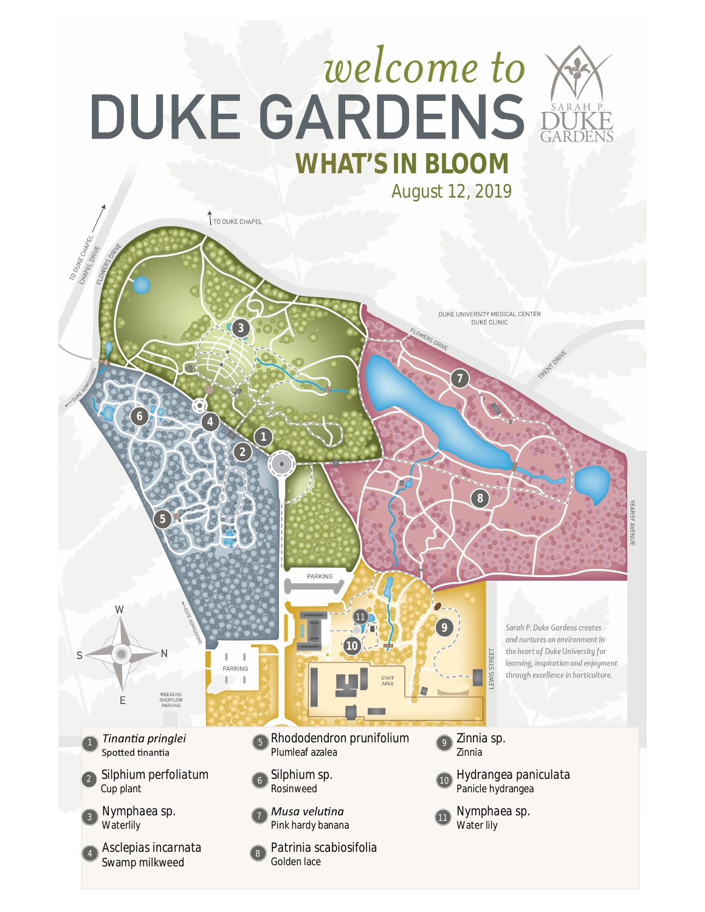# welcome to DUKE GARDENS

SARAH P. DUKE GARDENS

## WHAT'S IN BLOOM

August 12, 2019

TO DUKE CHAPEL

TO DUKE CHAPEL
CHAPEL DRIVE
FLOWERS DRIVE

DUKE UNIVERSITY MEDICAL CENTER
DUKE CLINIC

FLOWERS DRIVE
TRENT DRIVE

DUKE ADMISSIONS

YEARBY AVENUE

PARKING

DUKE ADMISSIONS

STAFF AREA

LEWIS STREET

PARKING

WEEKEND OVERFLOW PARKING

W S N E

*Sarah P. Duke Gardens creates and nurtures an environment in the heart of Duke University for learning, inspiration and enjoyment through excellence in horticulture.*

1. *Tinantia pringlei* — Spotted tinantia
2. Silphium perfoliatum — Cup plant
3. Nymphaea sp. — Waterlily
4. Asclepias incarnata — Swamp milkweed
5. Rhododendron prunifolium — Plumleaf azalea
6. Silphium sp. — Rosinweed
7. *Musa velutina* — Pink hardy banana
8. Patrinia scabiosifolia — Golden lace
9. Zinnia sp. — Zinnia
10. Hydrangea paniculata — Panicle hydrangea
11. Nymphaea sp. — Water lily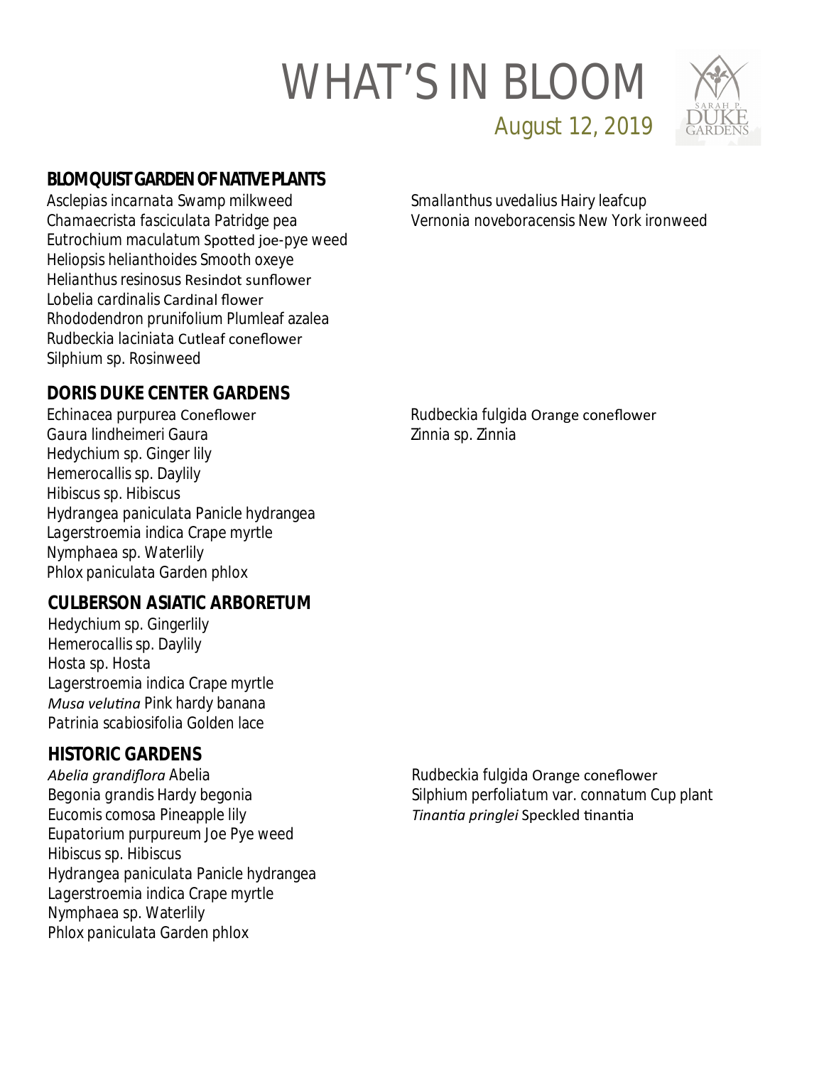# WHAT'S IN BLOOM

August 12, 2019

## BLOMQUIST GARDEN OF NATIVE PLANTS

Asclepias incarnata Swamp milkweed
Chamaecrista fasciculata Patridge pea
Eutrochium maculatum Spotted joe-pye weed
Heliopsis helianthoides Smooth oxeye
Helianthus resinosus Resindot sunflower
Lobelia cardinalis Cardinal flower
Rhododendron prunifolium Plumleaf azalea
Rudbeckia laciniata Cutleaf coneflower
Silphium sp. Rosinweed
Smallanthus uvedalius Hairy leafcup
Vernonia noveboracensis New York ironweed

## DORIS DUKE CENTER GARDENS

Echinacea purpurea Coneflower
Gaura lindheimeri Gaura
Hedychium sp. Ginger lily
Hemerocallis sp. Daylily
Hibiscus sp. Hibiscus
Hydrangea paniculata Panicle hydrangea
Lagerstroemia indica Crape myrtle
Nymphaea sp. Waterlily
Phlox paniculata Garden phlox
Rudbeckia fulgida Orange coneflower
Zinnia sp. Zinnia

## CULBERSON ASIATIC ARBORETUM

Hedychium sp. Gingerlily
Hemerocallis sp. Daylily
Hosta sp. Hosta
Lagerstroemia indica Crape myrtle
*Musa velutina* Pink hardy banana
Patrinia scabiosifolia Golden lace

## HISTORIC GARDENS

*Abelia grandiflora* Abelia
Begonia grandis Hardy begonia
Eucomis comosa Pineapple lily
Eupatorium purpureum Joe Pye weed
Hibiscus sp. Hibiscus
Hydrangea paniculata Panicle hydrangea
Lagerstroemia indica Crape myrtle
Nymphaea sp. Waterlily
Phlox paniculata Garden phlox
Rudbeckia fulgida Orange coneflower
Silphium perfoliatum var. connatum Cup plant
*Tinantia pringlei* Speckled tinantia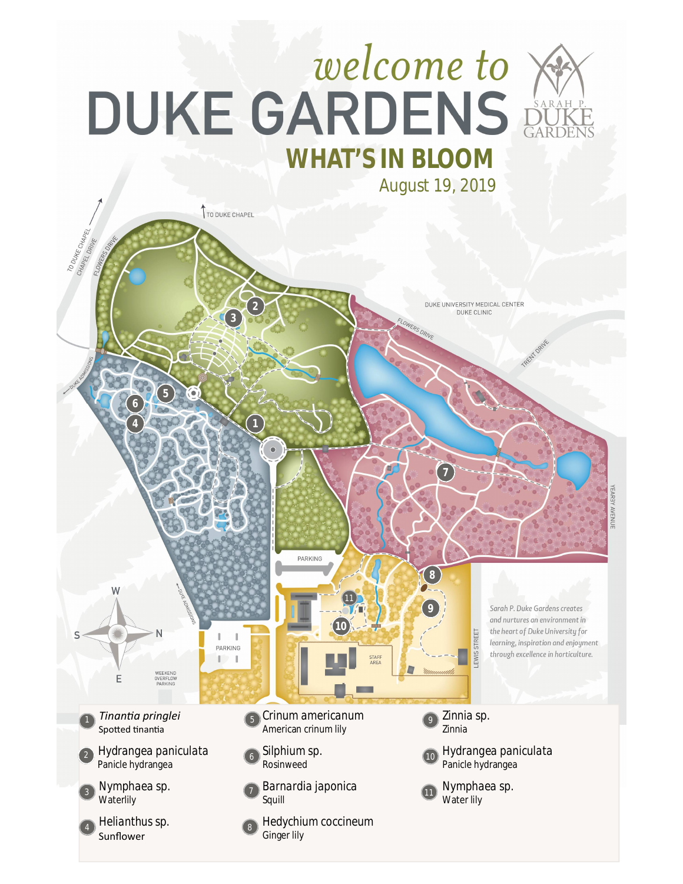# welcome to DUKE GARDENS

## WHAT'S IN BLOOM

August 19, 2019

Sarah P. Duke Gardens creates and nurtures an environment in the heart of Duke University for learning, inspiration and enjoyment through excellence in horticulture.

1. *Tinantia pringlei* — Spotted tinantia
2. Hydrangea paniculata — Panicle hydrangea
3. Nymphaea sp. — Waterlily
4. Helianthus sp. — Sunflower
5. Crinum americanum — American crinum lily
6. Silphium sp. — Rosinweed
7. Barnardia japonica — Squill
8. Hedychium coccineum — Ginger lily
9. Zinnia sp. — Zinnia
10. Hydrangea paniculata — Panicle hydrangea
11. Nymphaea sp. — Water lily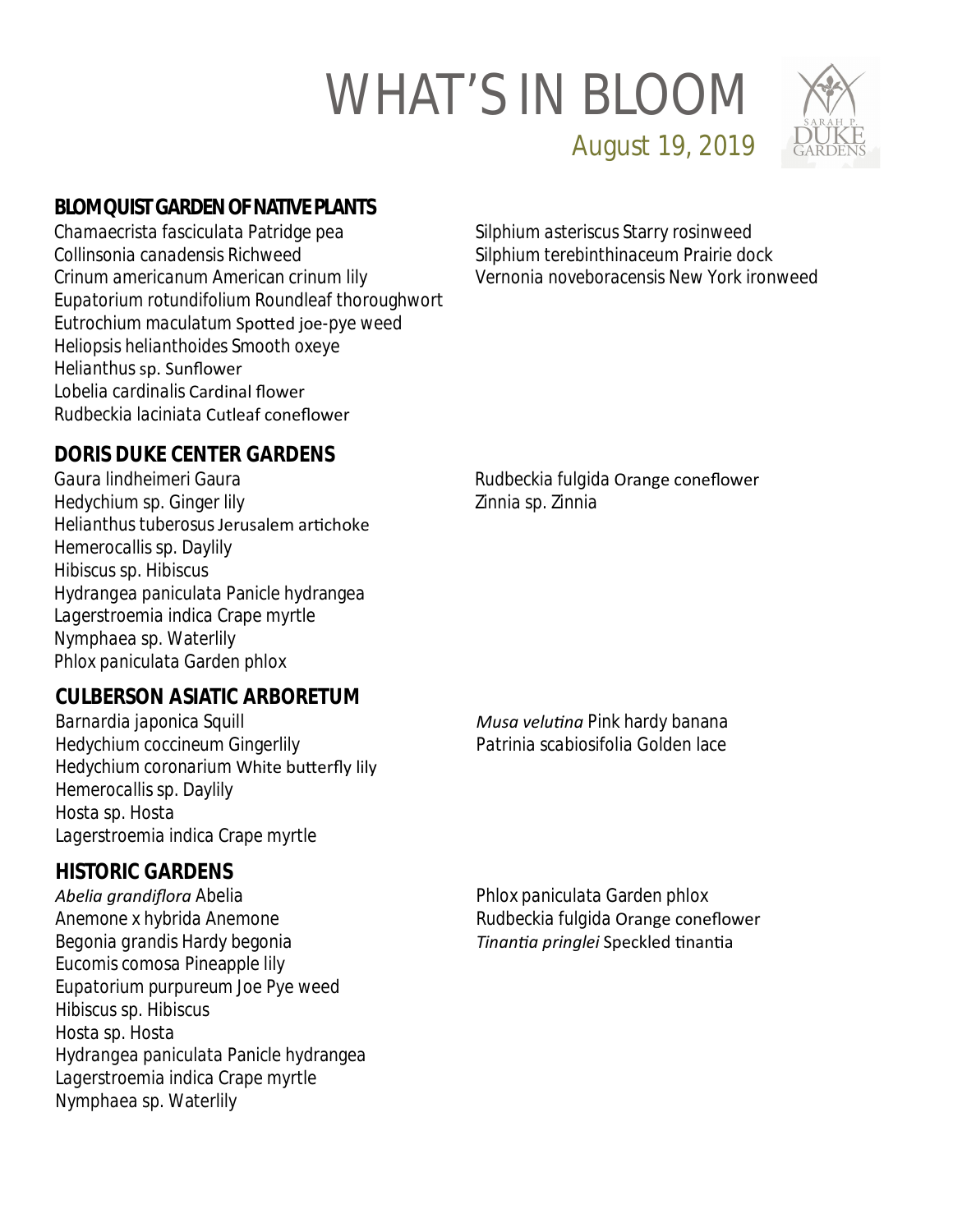# WHAT'S IN BLOOM

August 19, 2019

## BLOMQUIST GARDEN OF NATIVE PLANTS

Chamaecrista fasciculata Patridge pea
Collinsonia canadensis Richweed
Crinum americanum American crinum lily
Eupatorium rotundifolium Roundleaf thoroughwort
Eutrochium maculatum Spotted joe-pye weed
Heliopsis helianthoides Smooth oxeye
Helianthus sp. Sunflower
Lobelia cardinalis Cardinal flower
Rudbeckia laciniata Cutleaf coneflower
Silphium asteriscus Starry rosinweed
Silphium terebinthinaceum Prairie dock
Vernonia noveboracensis New York ironweed

## DORIS DUKE CENTER GARDENS

Gaura lindheimeri Gaura
Hedychium sp. Ginger lily
Helianthus tuberosus Jerusalem artichoke
Hemerocallis sp. Daylily
Hibiscus sp. Hibiscus
Hydrangea paniculata Panicle hydrangea
Lagerstroemia indica Crape myrtle
Nymphaea sp. Waterlily
Phlox paniculata Garden phlox
Rudbeckia fulgida Orange coneflower
Zinnia sp. Zinnia

## CULBERSON ASIATIC ARBORETUM

Barnardia japonica Squill
Hedychium coccineum Gingerlily
Hedychium coronarium White butterfly lily
Hemerocallis sp. Daylily
Hosta sp. Hosta
Lagerstroemia indica Crape myrtle
*Musa velutina* Pink hardy banana
Patrinia scabiosifolia Golden lace

## HISTORIC GARDENS

*Abelia grandiflora* Abelia
Anemone x hybrida Anemone
Begonia grandis Hardy begonia
Eucomis comosa Pineapple lily
Eupatorium purpureum Joe Pye weed
Hibiscus sp. Hibiscus
Hosta sp. Hosta
Hydrangea paniculata Panicle hydrangea
Lagerstroemia indica Crape myrtle
Nymphaea sp. Waterlily
Phlox paniculata Garden phlox
Rudbeckia fulgida Orange coneflower
*Tinantia pringlei* Speckled tinantia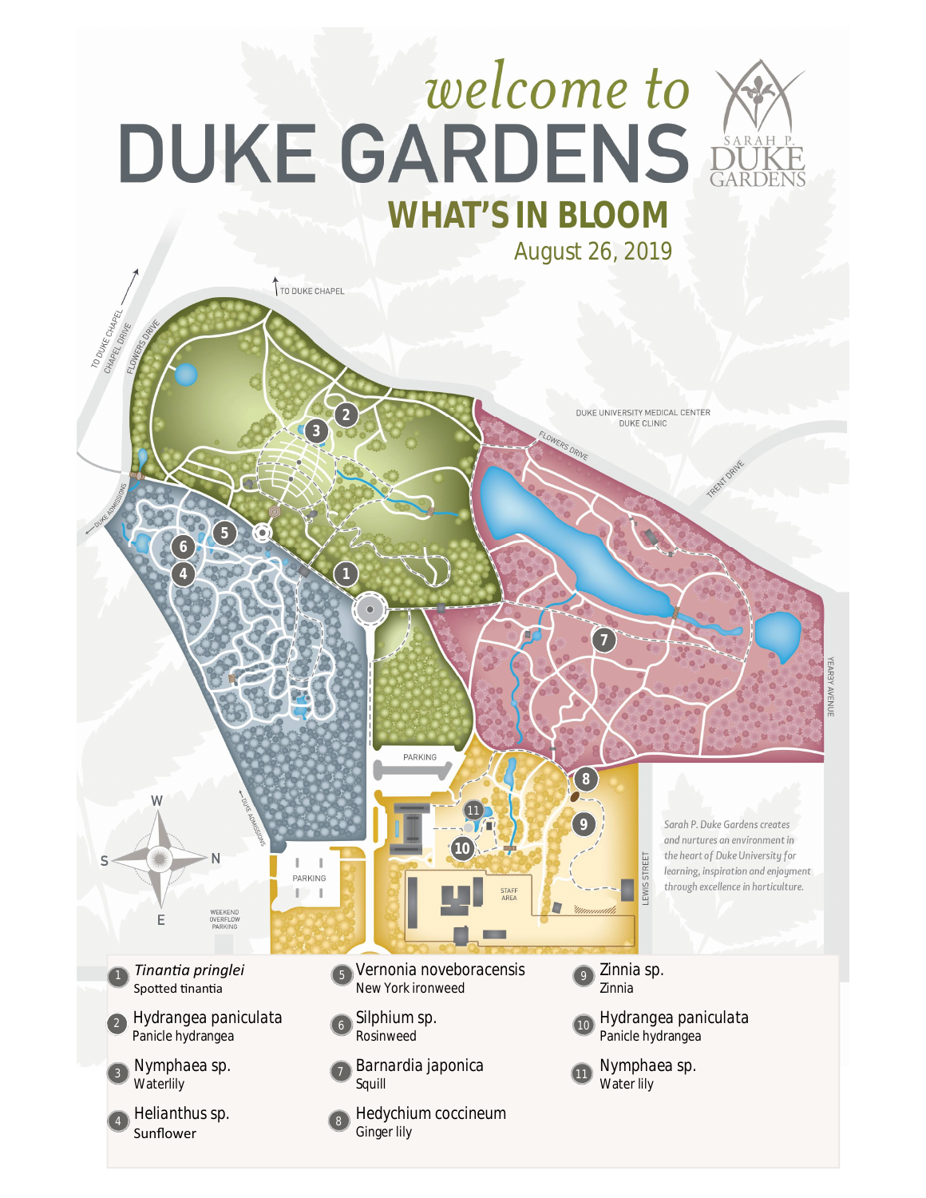# welcome to DUKE GARDENS

SARAH P. DUKE GARDENS

## WHAT'S IN BLOOM

August 26, 2019

TO DUKE CHAPEL

TO DUKE CHAPEL

CHAPEL DRIVE

FLOWERS DRIVE

DUKE ADMISSIONS

DUKE UNIVERSITY MEDICAL CENTER
DUKE CLINIC

FLOWERS DRIVE

TRENT DRIVE

YEARBY AVENUE

PARKING

PARKING

WEEKEND OVERFLOW PARKING

STAFF AREA

LEWIS STREET

*Sarah P. Duke Gardens creates and nurtures an environment in the heart of Duke University for learning, inspiration and enjoyment through excellence in horticulture.*

1. *Tinantia pringlei* — Spotted tinantia
2. Hydrangea paniculata — Panicle hydrangea
3. Nymphaea sp. — Waterlily
4. Helianthus sp. — Sunflower
5. Vernonia noveboracensis — New York ironweed
6. Silphium sp. — Rosinweed
7. Barnardia japonica — Squill
8. Hedychium coccineum — Ginger lily
9. Zinnia sp. — Zinnia
10. Hydrangea paniculata — Panicle hydrangea
11. Nymphaea sp. — Water lily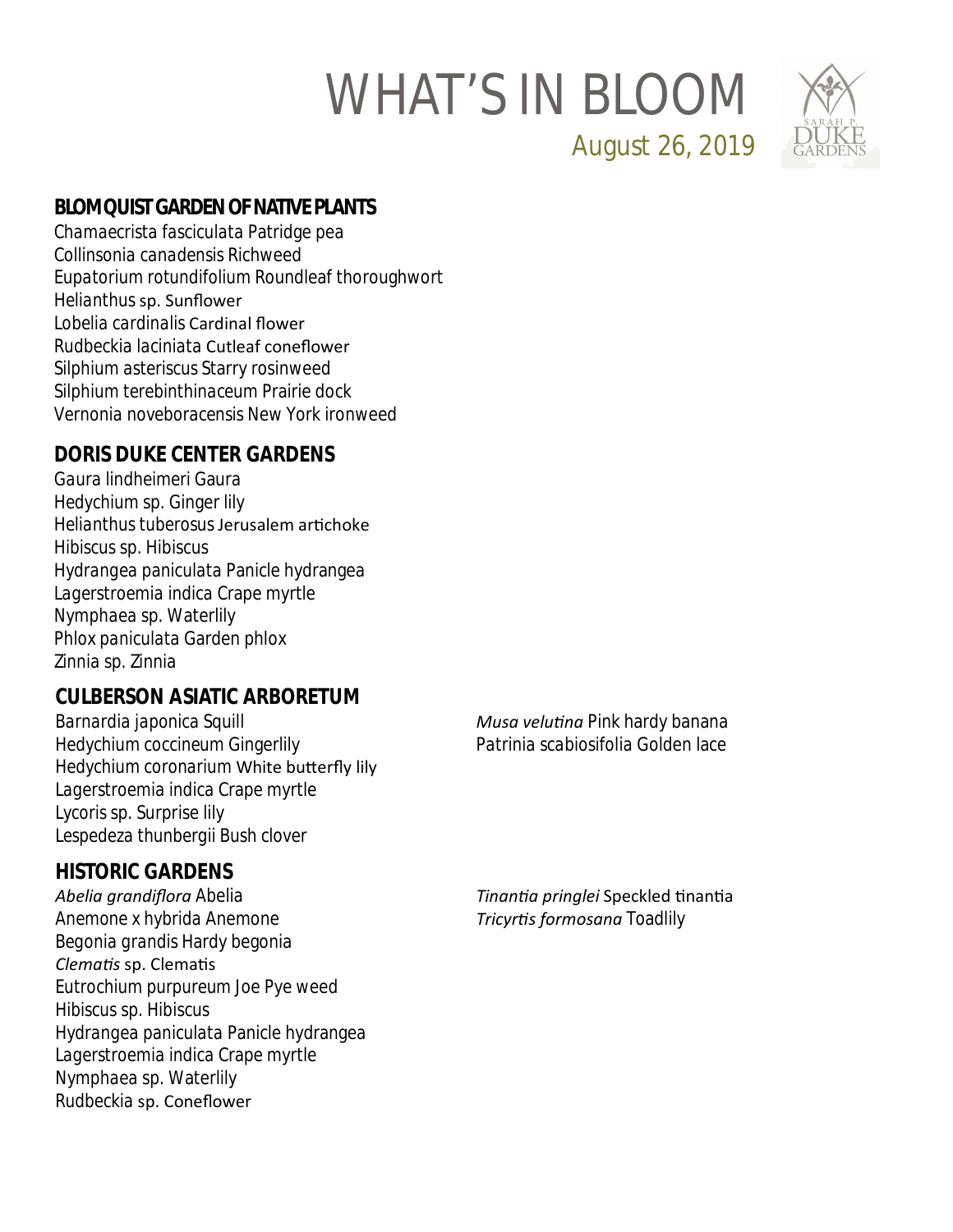# WHAT'S IN BLOOM

August 26, 2019

## BLOMQUIST GARDEN OF NATIVE PLANTS

Chamaecrista fasciculata Patridge pea
Collinsonia canadensis Richweed
Eupatorium rotundifolium Roundleaf thoroughwort
Helianthus sp. Sunflower
Lobelia cardinalis Cardinal flower
Rudbeckia laciniata Cutleaf coneflower
Silphium asteriscus Starry rosinweed
Silphium terebinthinaceum Prairie dock
Vernonia noveboracensis New York ironweed

## DORIS DUKE CENTER GARDENS

Gaura lindheimeri Gaura
Hedychium sp. Ginger lily
Helianthus tuberosus Jerusalem artichoke
Hibiscus sp. Hibiscus
Hydrangea paniculata Panicle hydrangea
Lagerstroemia indica Crape myrtle
Nymphaea sp. Waterlily
Phlox paniculata Garden phlox
Zinnia sp. Zinnia

## CULBERSON ASIATIC ARBORETUM

Barnardia japonica Squill
Hedychium coccineum Gingerlily
Hedychium coronarium White butterfly lily
Lagerstroemia indica Crape myrtle
Lycoris sp. Surprise lily
Lespedeza thunbergii Bush clover
*Musa velutina* Pink hardy banana
Patrinia scabiosifolia Golden lace

## HISTORIC GARDENS

*Abelia grandiflora* Abelia
Anemone x hybrida Anemone
Begonia grandis Hardy begonia
*Clematis* sp. Clematis
Eutrochium purpureum Joe Pye weed
Hibiscus sp. Hibiscus
Hydrangea paniculata Panicle hydrangea
Lagerstroemia indica Crape myrtle
Nymphaea sp. Waterlily
Rudbeckia sp. Coneflower
*Tinantia pringlei* Speckled tinantia
*Tricyrtis formosana* Toadlily